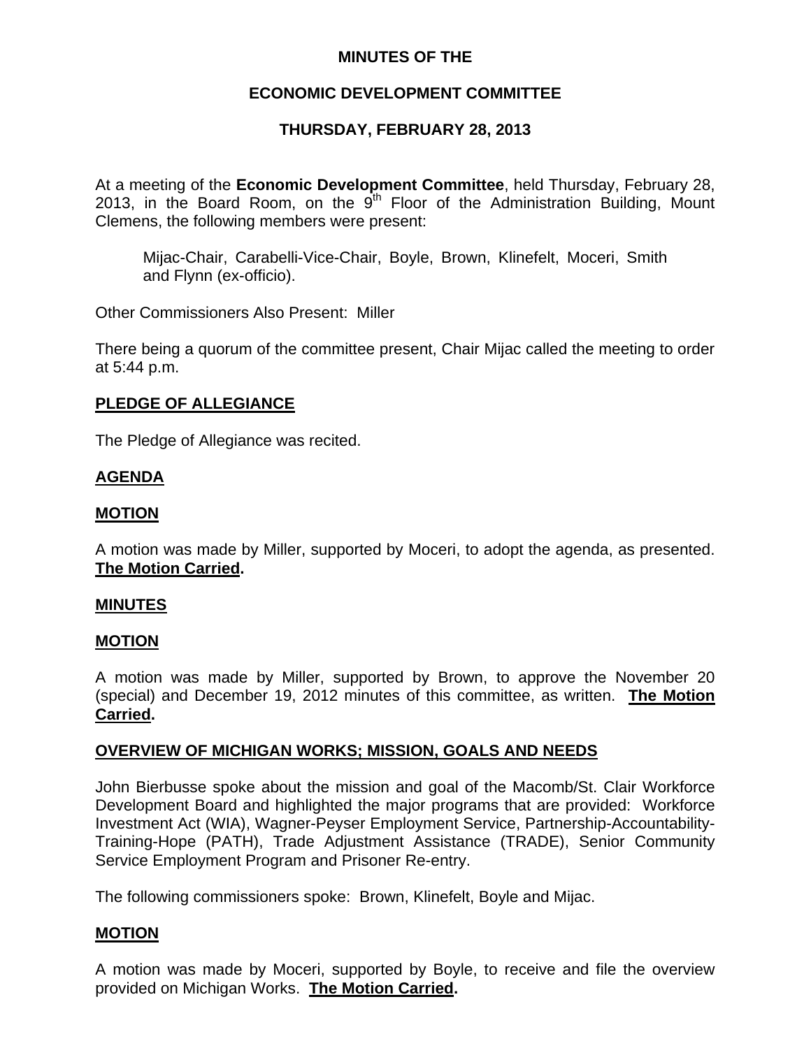**MINUTES OF THE**

**ECONOMIC DEVELOPMENT COMMITTEE**

**THURSDAY, FEBRUARY 28, 2013**

At a meeting of the **Economic Development Committee**, held Thursday, February 28, 2013, in the Board Room, on the 9th Floor of the Administration Building, Mount Clemens, the following members were present:

Mijac-Chair, Carabelli-Vice-Chair, Boyle, Brown, Klinefelt, Moceri, Smith and Flynn (ex-officio).

Other Commissioners Also Present: Miller

There being a quorum of the committee present, Chair Mijac called the meeting to order at 5:44 p.m.

**PLEDGE OF ALLEGIANCE**

The Pledge of Allegiance was recited.

**AGENDA**

**MOTION**

A motion was made by Miller, supported by Moceri, to adopt the agenda, as presented. **The Motion Carried.**

**MINUTES**

**MOTION**

A motion was made by Miller, supported by Brown, to approve the November 20 (special) and December 19, 2012 minutes of this committee, as written. **The Motion Carried.**

**OVERVIEW OF MICHIGAN WORKS; MISSION, GOALS AND NEEDS**

John Bierbusse spoke about the mission and goal of the Macomb/St. Clair Workforce Development Board and highlighted the major programs that are provided: Workforce Investment Act (WIA), Wagner-Peyser Employment Service, Partnership-Accountability-Training-Hope (PATH), Trade Adjustment Assistance (TRADE), Senior Community Service Employment Program and Prisoner Re-entry.

The following commissioners spoke: Brown, Klinefelt, Boyle and Mijac.

**MOTION**

A motion was made by Moceri, supported by Boyle, to receive and file the overview provided on Michigan Works. **The Motion Carried.**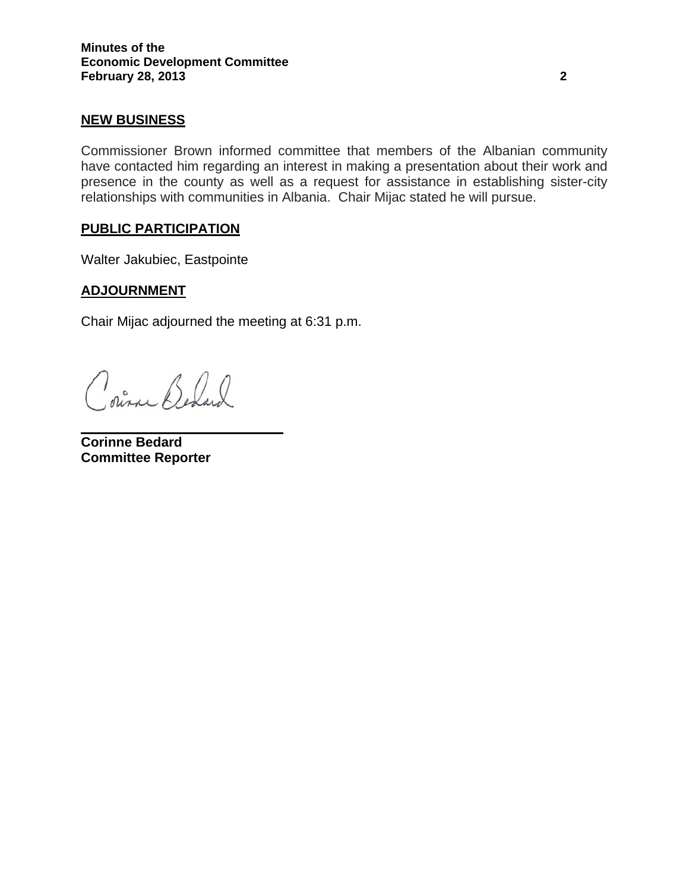## NEW BUSINESS

Commissioner Brown informed committee that members of the Albanian community have contacted him regarding an interest in making a presentation about their work and presence in the county as well as a request for assistance in establishing sister-city relationships with communities in Albania. Chair Mijac stated he will pursue.

## PUBLIC PARTICIPATION

Walter Jakubiec, Eastpointe

## ADJOURNMENT

Chair Mijac adjourned the meeting at 6:31 p.m.

**Corinne Bedard**
**Committee Reporter**